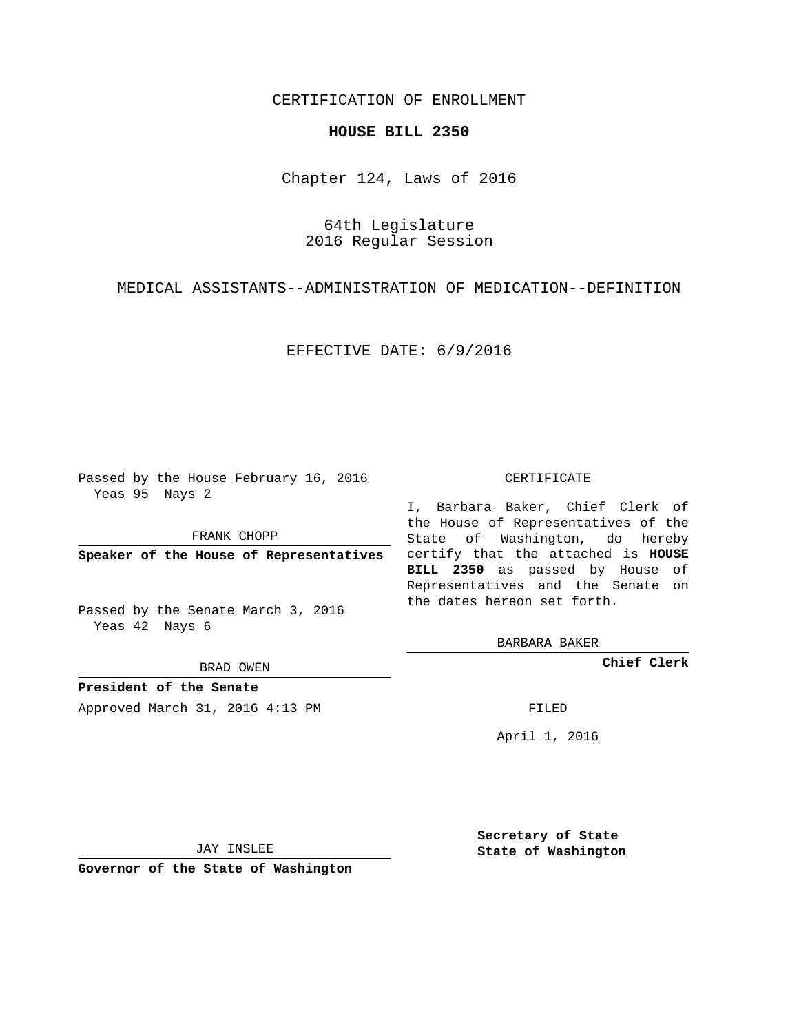CERTIFICATION OF ENROLLMENT

**HOUSE BILL 2350**

Chapter 124, Laws of 2016

64th Legislature
2016 Regular Session

MEDICAL ASSISTANTS--ADMINISTRATION OF MEDICATION--DEFINITION

EFFECTIVE DATE: 6/9/2016

Passed by the House February 16, 2016
Yeas 95 Nays 2

FRANK CHOPP

**Speaker of the House of Representatives**

Passed by the Senate March 3, 2016
Yeas 42 Nays 6

BRAD OWEN

**President of the Senate**

Approved March 31, 2016 4:13 PM

JAY INSLEE

**Governor of the State of Washington**

CERTIFICATE

I, Barbara Baker, Chief Clerk of the House of Representatives of the State of Washington, do hereby certify that the attached is **HOUSE BILL 2350** as passed by House of Representatives and the Senate on the dates hereon set forth.

BARBARA BAKER

**Chief Clerk**

FILED

April 1, 2016

**Secretary of State**
**State of Washington**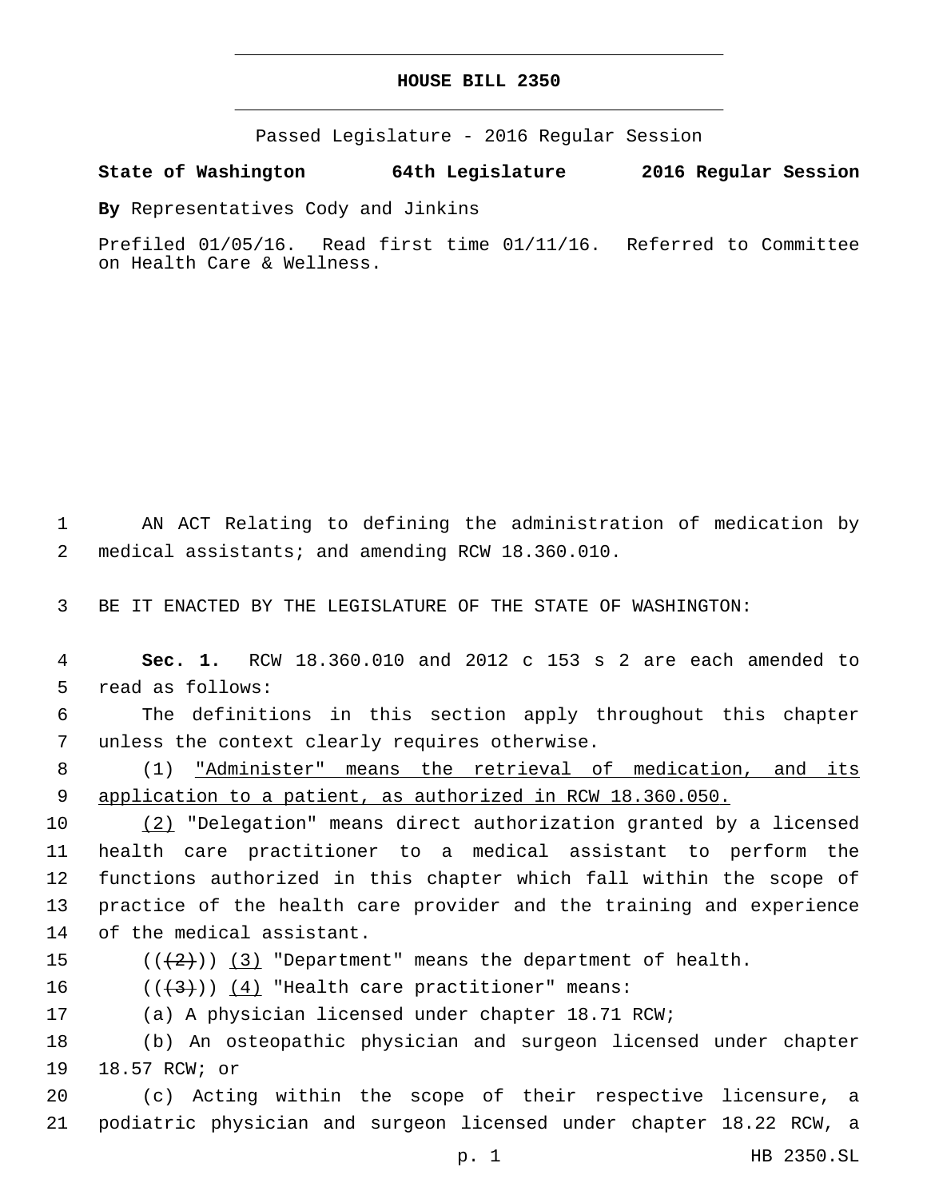# HOUSE BILL 2350

Passed Legislature - 2016 Regular Session

**State of Washington 64th Legislature 2016 Regular Session**

**By** Representatives Cody and Jinkins

Prefiled 01/05/16. Read first time 01/11/16. Referred to Committee on Health Care & Wellness.

AN ACT Relating to defining the administration of medication by medical assistants; and amending RCW 18.360.010.

BE IT ENACTED BY THE LEGISLATURE OF THE STATE OF WASHINGTON:

**Sec. 1.** RCW 18.360.010 and 2012 c 153 s 2 are each amended to read as follows:

The definitions in this section apply throughout this chapter unless the context clearly requires otherwise.

(1) <u>"Administer" means the retrieval of medication, and its application to a patient, as authorized in RCW 18.360.050.</u>

<u>(2)</u> "Delegation" means direct authorization granted by a licensed health care practitioner to a medical assistant to perform the functions authorized in this chapter which fall within the scope of practice of the health care provider and the training and experience of the medical assistant.

((~~(2)~~)) <u>(3)</u> "Department" means the department of health.

((~~(3)~~)) <u>(4)</u> "Health care practitioner" means:

(a) A physician licensed under chapter 18.71 RCW;

(b) An osteopathic physician and surgeon licensed under chapter 18.57 RCW; or

(c) Acting within the scope of their respective licensure, a podiatric physician and surgeon licensed under chapter 18.22 RCW, a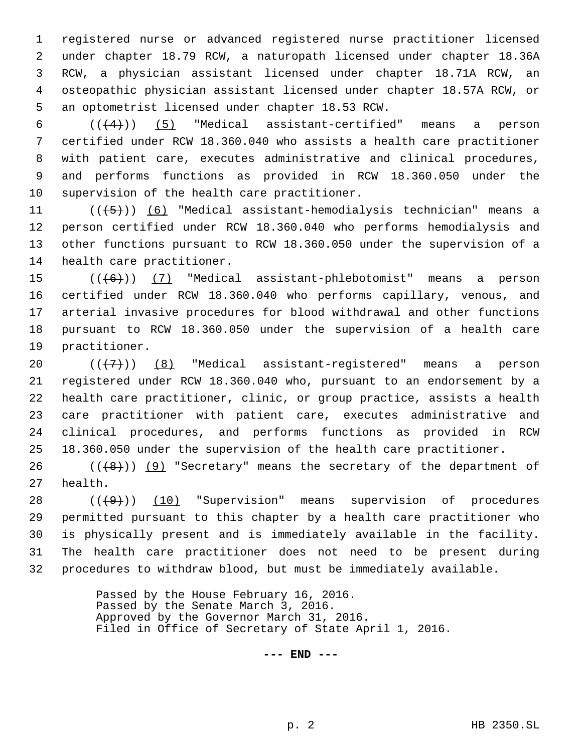registered nurse or advanced registered nurse practitioner licensed under chapter 18.79 RCW, a naturopath licensed under chapter 18.36A RCW, a physician assistant licensed under chapter 18.71A RCW, an osteopathic physician assistant licensed under chapter 18.57A RCW, or an optometrist licensed under chapter 18.53 RCW.

((~~(4)~~)) <u>(5)</u> "Medical assistant-certified" means a person certified under RCW 18.360.040 who assists a health care practitioner with patient care, executes administrative and clinical procedures, and performs functions as provided in RCW 18.360.050 under the supervision of the health care practitioner.

((~~(5)~~)) <u>(6)</u> "Medical assistant-hemodialysis technician" means a person certified under RCW 18.360.040 who performs hemodialysis and other functions pursuant to RCW 18.360.050 under the supervision of a health care practitioner.

((~~(6)~~)) <u>(7)</u> "Medical assistant-phlebotomist" means a person certified under RCW 18.360.040 who performs capillary, venous, and arterial invasive procedures for blood withdrawal and other functions pursuant to RCW 18.360.050 under the supervision of a health care practitioner.

((~~(7)~~)) <u>(8)</u> "Medical assistant-registered" means a person registered under RCW 18.360.040 who, pursuant to an endorsement by a health care practitioner, clinic, or group practice, assists a health care practitioner with patient care, executes administrative and clinical procedures, and performs functions as provided in RCW 18.360.050 under the supervision of the health care practitioner.

((~~(8)~~)) <u>(9)</u> "Secretary" means the secretary of the department of health.

((~~(9)~~)) <u>(10)</u> "Supervision" means supervision of procedures permitted pursuant to this chapter by a health care practitioner who is physically present and is immediately available in the facility. The health care practitioner does not need to be present during procedures to withdraw blood, but must be immediately available.

Passed by the House February 16, 2016.
Passed by the Senate March 3, 2016.
Approved by the Governor March 31, 2016.
Filed in Office of Secretary of State April 1, 2016.

**--- END ---**